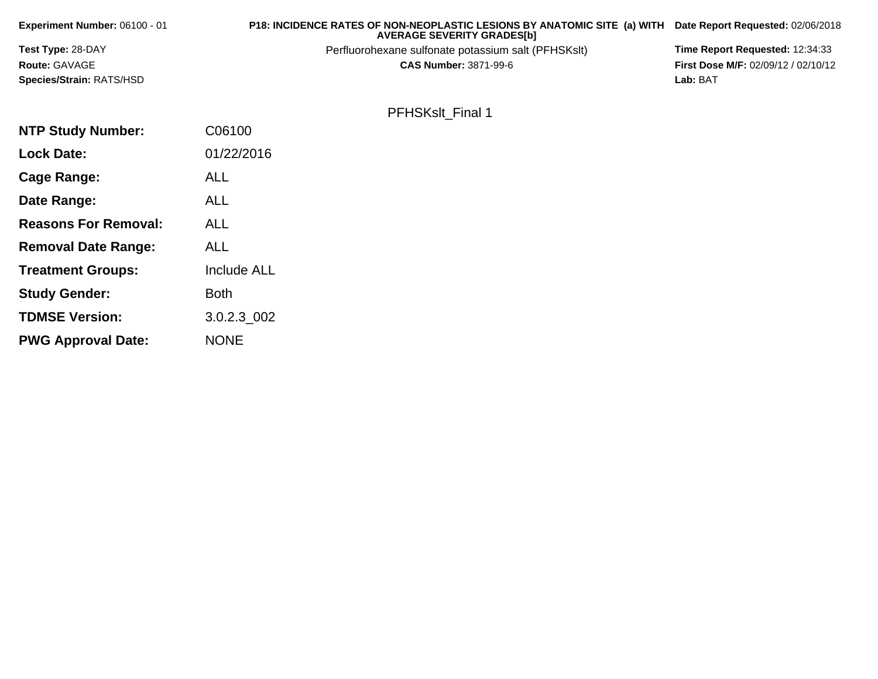**Experiment Number:** 06100 - 01

**Test Type:** 28-DAY

**Route:** GAVAGE

**Species/Strain:** RATS/HSD

**P18: INCIDENCE RATES OF NON-NEOPLASTIC LESIONS BY ANATOMIC SITE (a) WITH AVERAGE SEVERITY GRADES[b]**

Perfluorohexane sulfonate potassium salt (PFHSKslt)

**CAS Number:** 3871-99-6

**Date Report Requested:** 02/06/2018

**Time Report Requested:** 12:34:33

**First Dose M/F:** 02/09/12 / 02/10/12

**Lab:** BAT

PFHSKslt_Final 1

| | |
|---|---|
| **NTP Study Number:** | C06100 |
| **Lock Date:** | 01/22/2016 |
| **Cage Range:** | ALL |
| **Date Range:** | ALL |
| **Reasons For Removal:** | ALL |
| **Removal Date Range:** | ALL |
| **Treatment Groups:** | Include ALL |
| **Study Gender:** | Both |
| **TDMSE Version:** | 3.0.2.3_002 |
| **PWG Approval Date:** | NONE |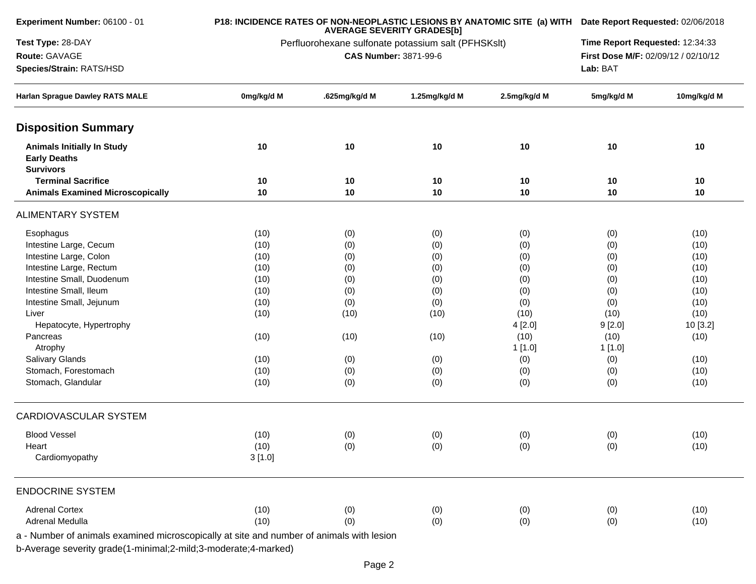**Experiment Number:** 06100 - 01

**Test Type:** 28-DAY

**Route:** GAVAGE

**Species/Strain:** RATS/HSD

**P18: INCIDENCE RATES OF NON-NEOPLASTIC LESIONS BY ANATOMIC SITE (a) WITH AVERAGE SEVERITY GRADES[b]**

Perfluorohexane sulfonate potassium salt (PFHSKslt)

**CAS Number:** 3871-99-6

**Date Report Requested:** 02/06/2018

**Time Report Requested:** 12:34:33

**First Dose M/F:** 02/09/12 / 02/10/12

**Lab:** BAT

| Harlan Sprague Dawley RATS MALE | 0mg/kg/d M | .625mg/kg/d M | 1.25mg/kg/d M | 2.5mg/kg/d M | 5mg/kg/d M | 10mg/kg/d M |
|---|---|---|---|---|---|---|
| **Disposition Summary** | | | | | | |
| **Animals Initially In Study** | **10** | **10** | **10** | **10** | **10** | **10** |
| **Early Deaths** | | | | | | |
| **Survivors** | | | | | | |
| **Terminal Sacrifice** | **10** | **10** | **10** | **10** | **10** | **10** |
| **Animals Examined Microscopically** | **10** | **10** | **10** | **10** | **10** | **10** |
| ALIMENTARY SYSTEM | | | | | | |
| Esophagus | (10) | (0) | (0) | (0) | (0) | (10) |
| Intestine Large, Cecum | (10) | (0) | (0) | (0) | (0) | (10) |
| Intestine Large, Colon | (10) | (0) | (0) | (0) | (0) | (10) |
| Intestine Large, Rectum | (10) | (0) | (0) | (0) | (0) | (10) |
| Intestine Small, Duodenum | (10) | (0) | (0) | (0) | (0) | (10) |
| Intestine Small, Ileum | (10) | (0) | (0) | (0) | (0) | (10) |
| Intestine Small, Jejunum | (10) | (0) | (0) | (0) | (0) | (10) |
| Liver | (10) | (10) | (10) | (10) | (10) | (10) |
| Hepatocyte, Hypertrophy | | | | 4 [2.0] | 9 [2.0] | 10 [3.2] |
| Pancreas | (10) | (10) | (10) | (10) | (10) | (10) |
| Atrophy | | | | 1 [1.0] | 1 [1.0] | |
| Salivary Glands | (10) | (0) | (0) | (0) | (0) | (10) |
| Stomach, Forestomach | (10) | (0) | (0) | (0) | (0) | (10) |
| Stomach, Glandular | (10) | (0) | (0) | (0) | (0) | (10) |
| CARDIOVASCULAR SYSTEM | | | | | | |
| Blood Vessel | (10) | (0) | (0) | (0) | (0) | (10) |
| Heart | (10) | (0) | (0) | (0) | (0) | (10) |
| Cardiomyopathy | 3 [1.0] | | | | | |
| ENDOCRINE SYSTEM | | | | | | |
| Adrenal Cortex | (10) | (0) | (0) | (0) | (0) | (10) |
| Adrenal Medulla | (10) | (0) | (0) | (0) | (0) | (10) |

a - Number of animals examined microscopically at site and number of animals with lesion

b-Average severity grade(1-minimal;2-mild;3-moderate;4-marked)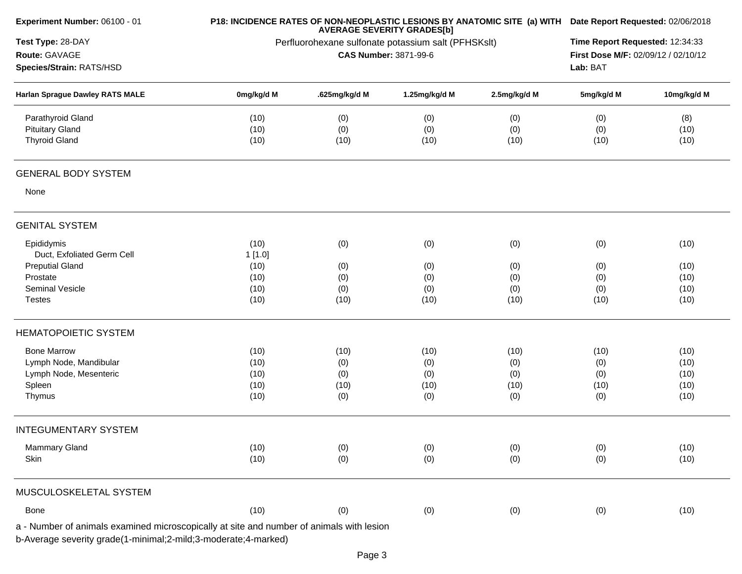**Experiment Number:** 06100 - 01
**Test Type:** 28-DAY
**Route:** GAVAGE
**Species/Strain:** RATS/HSD

**P18: INCIDENCE RATES OF NON-NEOPLASTIC LESIONS BY ANATOMIC SITE (a) WITH AVERAGE SEVERITY GRADES[b]**
Perfluorohexane sulfonate potassium salt (PFHSKslt)
**CAS Number:** 3871-99-6

**Date Report Requested:** 02/06/2018
**Time Report Requested:** 12:34:33
**First Dose M/F:** 02/09/12 / 02/10/12
**Lab:** BAT

| Harlan Sprague Dawley RATS MALE | 0mg/kg/d M | .625mg/kg/d M | 1.25mg/kg/d M | 2.5mg/kg/d M | 5mg/kg/d M | 10mg/kg/d M |
|---|---|---|---|---|---|---|
| Parathyroid Gland | (10) | (0) | (0) | (0) | (0) | (8) |
| Pituitary Gland | (10) | (0) | (0) | (0) | (0) | (10) |
| Thyroid Gland | (10) | (10) | (10) | (10) | (10) | (10) |
| **GENERAL BODY SYSTEM** | | | | | | |
| None | | | | | | |
| **GENITAL SYSTEM** | | | | | | |
| Epididymis | (10) | (0) | (0) | (0) | (0) | (10) |
| Duct, Exfoliated Germ Cell | 1 [1.0] | | | | | |
| Preputial Gland | (10) | (0) | (0) | (0) | (0) | (10) |
| Prostate | (10) | (0) | (0) | (0) | (0) | (10) |
| Seminal Vesicle | (10) | (0) | (0) | (0) | (0) | (10) |
| Testes | (10) | (10) | (10) | (10) | (10) | (10) |
| **HEMATOPOIETIC SYSTEM** | | | | | | |
| Bone Marrow | (10) | (10) | (10) | (10) | (10) | (10) |
| Lymph Node, Mandibular | (10) | (0) | (0) | (0) | (0) | (10) |
| Lymph Node, Mesenteric | (10) | (0) | (0) | (0) | (0) | (10) |
| Spleen | (10) | (10) | (10) | (10) | (10) | (10) |
| Thymus | (10) | (0) | (0) | (0) | (0) | (10) |
| **INTEGUMENTARY SYSTEM** | | | | | | |
| Mammary Gland | (10) | (0) | (0) | (0) | (0) | (10) |
| Skin | (10) | (0) | (0) | (0) | (0) | (10) |
| **MUSCULOSKELETAL SYSTEM** | | | | | | |
| Bone | (10) | (0) | (0) | (0) | (0) | (10) |

a - Number of animals examined microscopically at site and number of animals with lesion
b-Average severity grade(1-minimal;2-mild;3-moderate;4-marked)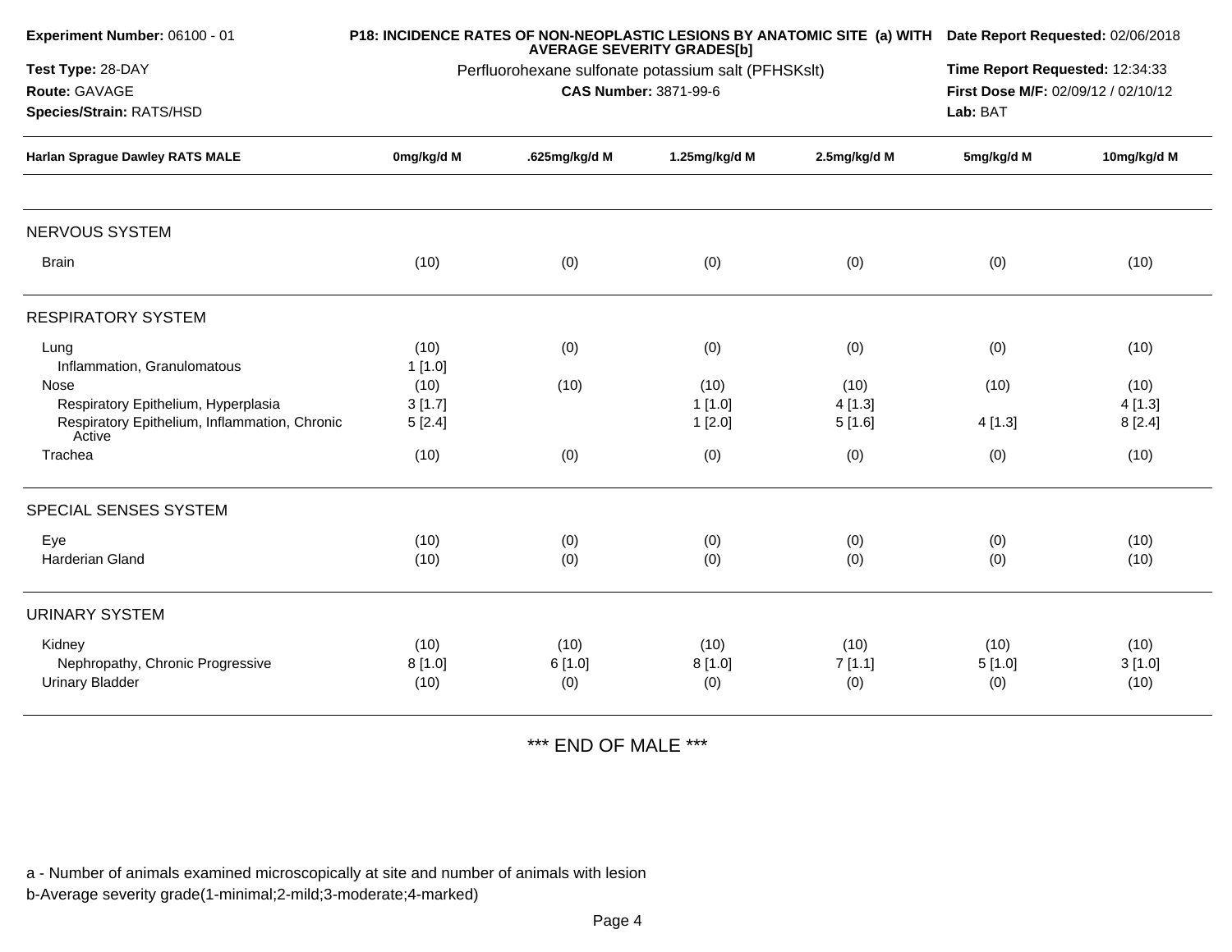**Experiment Number:** 06100 - 01
**Test Type:** 28-DAY
**Route:** GAVAGE
**Species/Strain:** RATS/HSD

**P18: INCIDENCE RATES OF NON-NEOPLASTIC LESIONS BY ANATOMIC SITE (a) WITH AVERAGE SEVERITY GRADES[b]**
Perfluorohexane sulfonate potassium salt (PFHSKslt)
**CAS Number:** 3871-99-6

**Date Report Requested:** 02/06/2018
**Time Report Requested:** 12:34:33
**First Dose M/F:** 02/09/12 / 02/10/12
**Lab:** BAT

| Harlan Sprague Dawley RATS MALE | 0mg/kg/d M | .625mg/kg/d M | 1.25mg/kg/d M | 2.5mg/kg/d M | 5mg/kg/d M | 10mg/kg/d M |
|---|---|---|---|---|---|---|
| **NERVOUS SYSTEM** | | | | | | |
| Brain | (10) | (0) | (0) | (0) | (0) | (10) |
| **RESPIRATORY SYSTEM** | | | | | | |
| Lung | (10) | (0) | (0) | (0) | (0) | (10) |
| Inflammation, Granulomatous | 1 [1.0] | | | | | |
| Nose | (10) | (10) | (10) | (10) | (10) | (10) |
| Respiratory Epithelium, Hyperplasia | 3 [1.7] | | 1 [1.0] | 4 [1.3] | | 4 [1.3] |
| Respiratory Epithelium, Inflammation, Chronic Active | 5 [2.4] | | 1 [2.0] | 5 [1.6] | 4 [1.3] | 8 [2.4] |
| Trachea | (10) | (0) | (0) | (0) | (0) | (10) |
| **SPECIAL SENSES SYSTEM** | | | | | | |
| Eye | (10) | (0) | (0) | (0) | (0) | (10) |
| Harderian Gland | (10) | (0) | (0) | (0) | (0) | (10) |
| **URINARY SYSTEM** | | | | | | |
| Kidney | (10) | (10) | (10) | (10) | (10) | (10) |
| Nephropathy, Chronic Progressive | 8 [1.0] | 6 [1.0] | 8 [1.0] | 7 [1.1] | 5 [1.0] | 3 [1.0] |
| Urinary Bladder | (10) | (0) | (0) | (0) | (0) | (10) |

*** END OF MALE ***

a - Number of animals examined microscopically at site and number of animals with lesion
b-Average severity grade(1-minimal;2-mild;3-moderate;4-marked)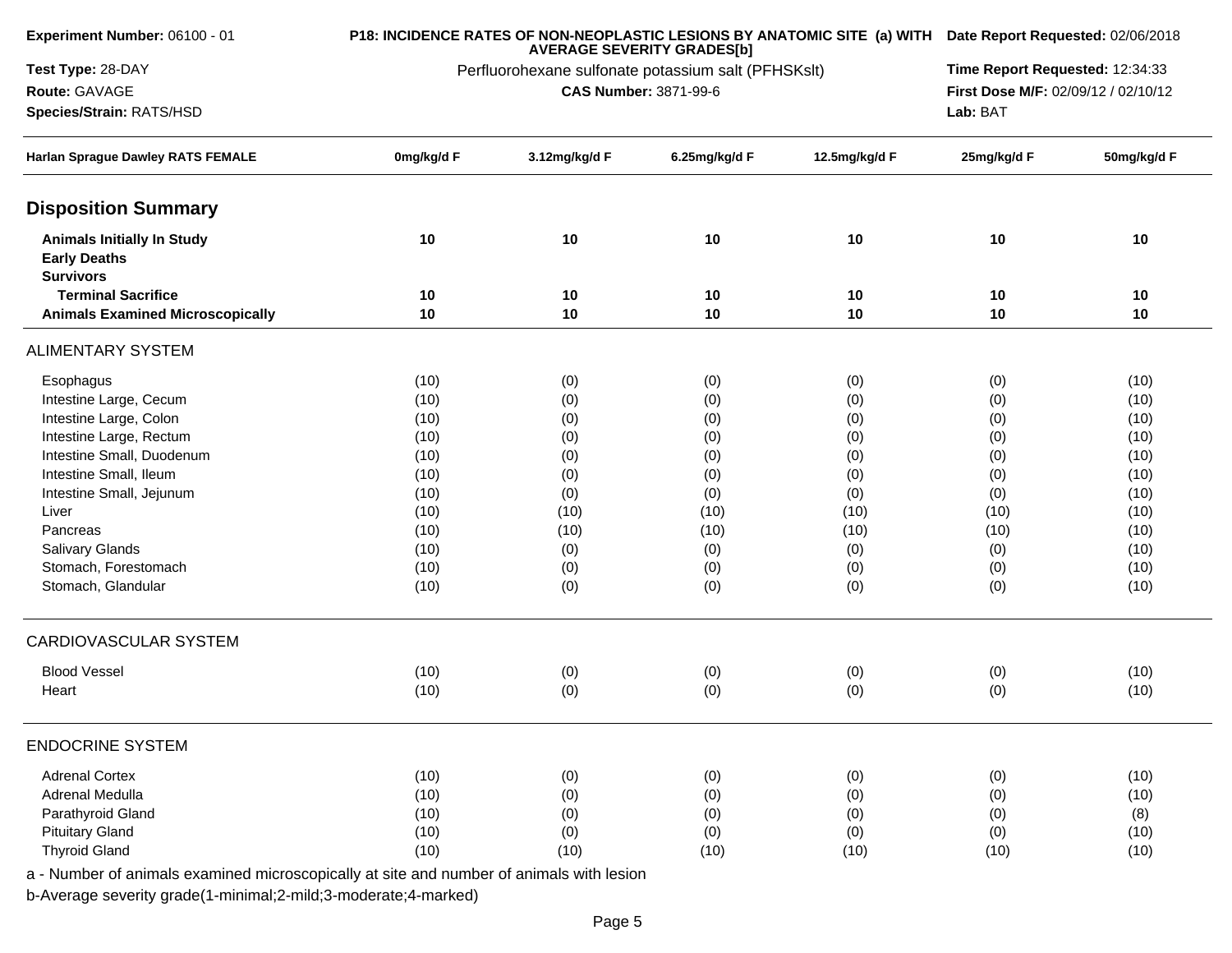**Experiment Number:** 06100 - 01
**Test Type:** 28-DAY
**Route:** GAVAGE
**Species/Strain:** RATS/HSD

**P18: INCIDENCE RATES OF NON-NEOPLASTIC LESIONS BY ANATOMIC SITE (a) WITH AVERAGE SEVERITY GRADES[b]**
Perfluorohexane sulfonate potassium salt (PFHSKslt)
**CAS Number:** 3871-99-6

**Date Report Requested:** 02/06/2018
**Time Report Requested:** 12:34:33
**First Dose M/F:** 02/09/12 / 02/10/12
**Lab:** BAT

| Harlan Sprague Dawley RATS FEMALE | 0mg/kg/d F | 3.12mg/kg/d F | 6.25mg/kg/d F | 12.5mg/kg/d F | 25mg/kg/d F | 50mg/kg/d F |
|---|---|---|---|---|---|---|
| **Disposition Summary** | | | | | | |
| **Animals Initially In Study** | **10** | **10** | **10** | **10** | **10** | **10** |
| **Early Deaths** | | | | | | |
| **Survivors** | | | | | | |
| **Terminal Sacrifice** | **10** | **10** | **10** | **10** | **10** | **10** |
| **Animals Examined Microscopically** | **10** | **10** | **10** | **10** | **10** | **10** |
| ALIMENTARY SYSTEM | | | | | | |
| Esophagus | (10) | (0) | (0) | (0) | (0) | (10) |
| Intestine Large, Cecum | (10) | (0) | (0) | (0) | (0) | (10) |
| Intestine Large, Colon | (10) | (0) | (0) | (0) | (0) | (10) |
| Intestine Large, Rectum | (10) | (0) | (0) | (0) | (0) | (10) |
| Intestine Small, Duodenum | (10) | (0) | (0) | (0) | (0) | (10) |
| Intestine Small, Ileum | (10) | (0) | (0) | (0) | (0) | (10) |
| Intestine Small, Jejunum | (10) | (0) | (0) | (0) | (0) | (10) |
| Liver | (10) | (10) | (10) | (10) | (10) | (10) |
| Pancreas | (10) | (10) | (10) | (10) | (10) | (10) |
| Salivary Glands | (10) | (0) | (0) | (0) | (0) | (10) |
| Stomach, Forestomach | (10) | (0) | (0) | (0) | (0) | (10) |
| Stomach, Glandular | (10) | (0) | (0) | (0) | (0) | (10) |
| CARDIOVASCULAR SYSTEM | | | | | | |
| Blood Vessel | (10) | (0) | (0) | (0) | (0) | (10) |
| Heart | (10) | (0) | (0) | (0) | (0) | (10) |
| ENDOCRINE SYSTEM | | | | | | |
| Adrenal Cortex | (10) | (0) | (0) | (0) | (0) | (10) |
| Adrenal Medulla | (10) | (0) | (0) | (0) | (0) | (10) |
| Parathyroid Gland | (10) | (0) | (0) | (0) | (0) | (8) |
| Pituitary Gland | (10) | (0) | (0) | (0) | (0) | (10) |
| Thyroid Gland | (10) | (10) | (10) | (10) | (10) | (10) |

a - Number of animals examined microscopically at site and number of animals with lesion

b-Average severity grade(1-minimal;2-mild;3-moderate;4-marked)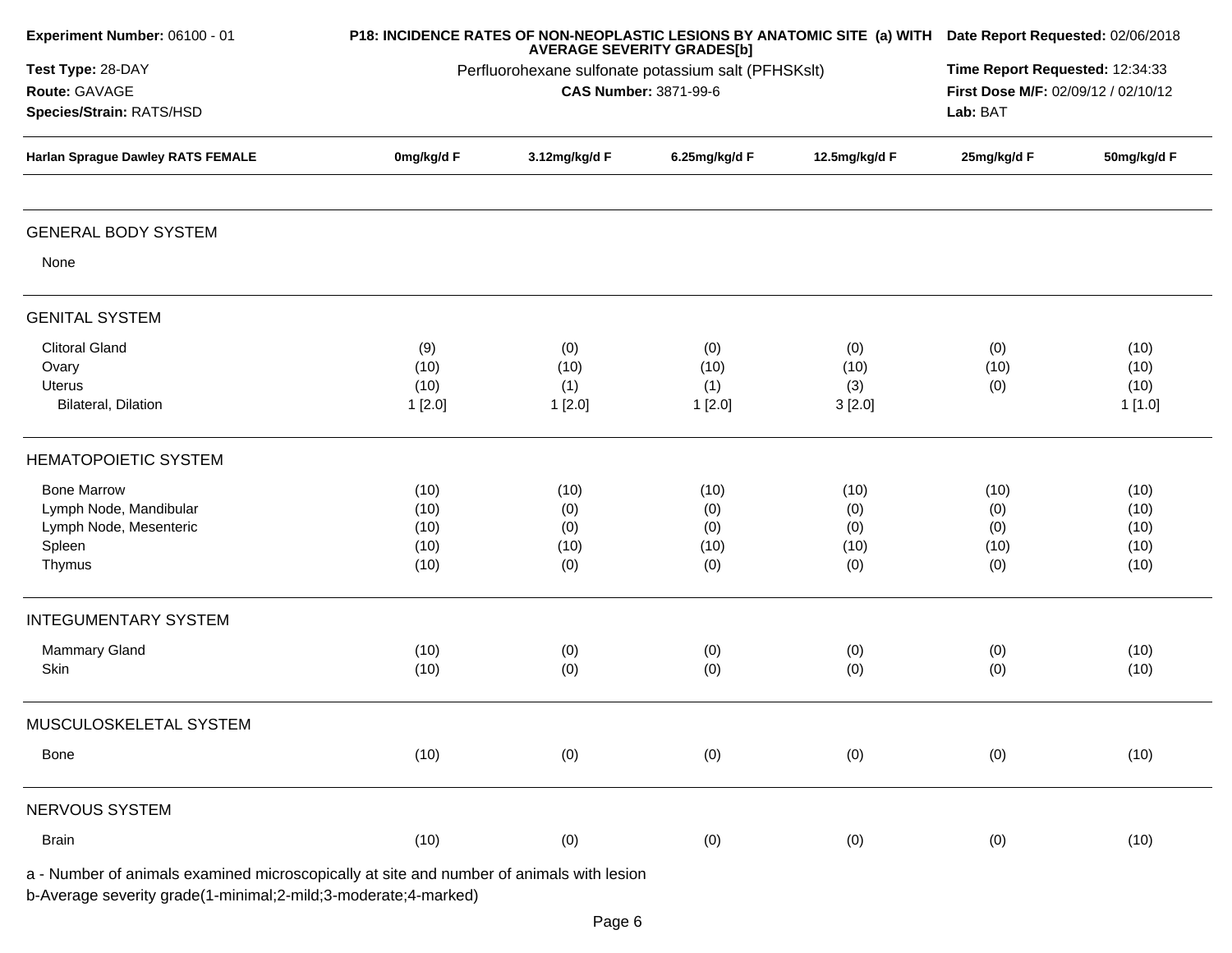**Experiment Number:** 06100 - 01
**Test Type:** 28-DAY
**Route:** GAVAGE
**Species/Strain:** RATS/HSD

**P18: INCIDENCE RATES OF NON-NEOPLASTIC LESIONS BY ANATOMIC SITE (a) WITH AVERAGE SEVERITY GRADES[b]**
Perfluorohexane sulfonate potassium salt (PFHSKslt)
**CAS Number:** 3871-99-6

**Date Report Requested:** 02/06/2018
**Time Report Requested:** 12:34:33
**First Dose M/F:** 02/09/12 / 02/10/12
**Lab:** BAT

| Harlan Sprague Dawley RATS FEMALE | 0mg/kg/d F | 3.12mg/kg/d F | 6.25mg/kg/d F | 12.5mg/kg/d F | 25mg/kg/d F | 50mg/kg/d F |
|---|---|---|---|---|---|---|
| **GENERAL BODY SYSTEM** | | | | | | |
| None | | | | | | |
| **GENITAL SYSTEM** | | | | | | |
| Clitoral Gland | (9) | (0) | (0) | (0) | (0) | (10) |
| Ovary | (10) | (10) | (10) | (10) | (10) | (10) |
| Uterus | (10) | (1) | (1) | (3) | (0) | (10) |
| Bilateral, Dilation | 1 [2.0] | 1 [2.0] | 1 [2.0] | 3 [2.0] | | 1 [1.0] |
| **HEMATOPOIETIC SYSTEM** | | | | | | |
| Bone Marrow | (10) | (10) | (10) | (10) | (10) | (10) |
| Lymph Node, Mandibular | (10) | (0) | (0) | (0) | (0) | (10) |
| Lymph Node, Mesenteric | (10) | (0) | (0) | (0) | (0) | (10) |
| Spleen | (10) | (10) | (10) | (10) | (10) | (10) |
| Thymus | (10) | (0) | (0) | (0) | (0) | (10) |
| **INTEGUMENTARY SYSTEM** | | | | | | |
| Mammary Gland | (10) | (0) | (0) | (0) | (0) | (10) |
| Skin | (10) | (0) | (0) | (0) | (0) | (10) |
| **MUSCULOSKELETAL SYSTEM** | | | | | | |
| Bone | (10) | (0) | (0) | (0) | (0) | (10) |
| **NERVOUS SYSTEM** | | | | | | |
| Brain | (10) | (0) | (0) | (0) | (0) | (10) |

a - Number of animals examined microscopically at site and number of animals with lesion
b-Average severity grade(1-minimal;2-mild;3-moderate;4-marked)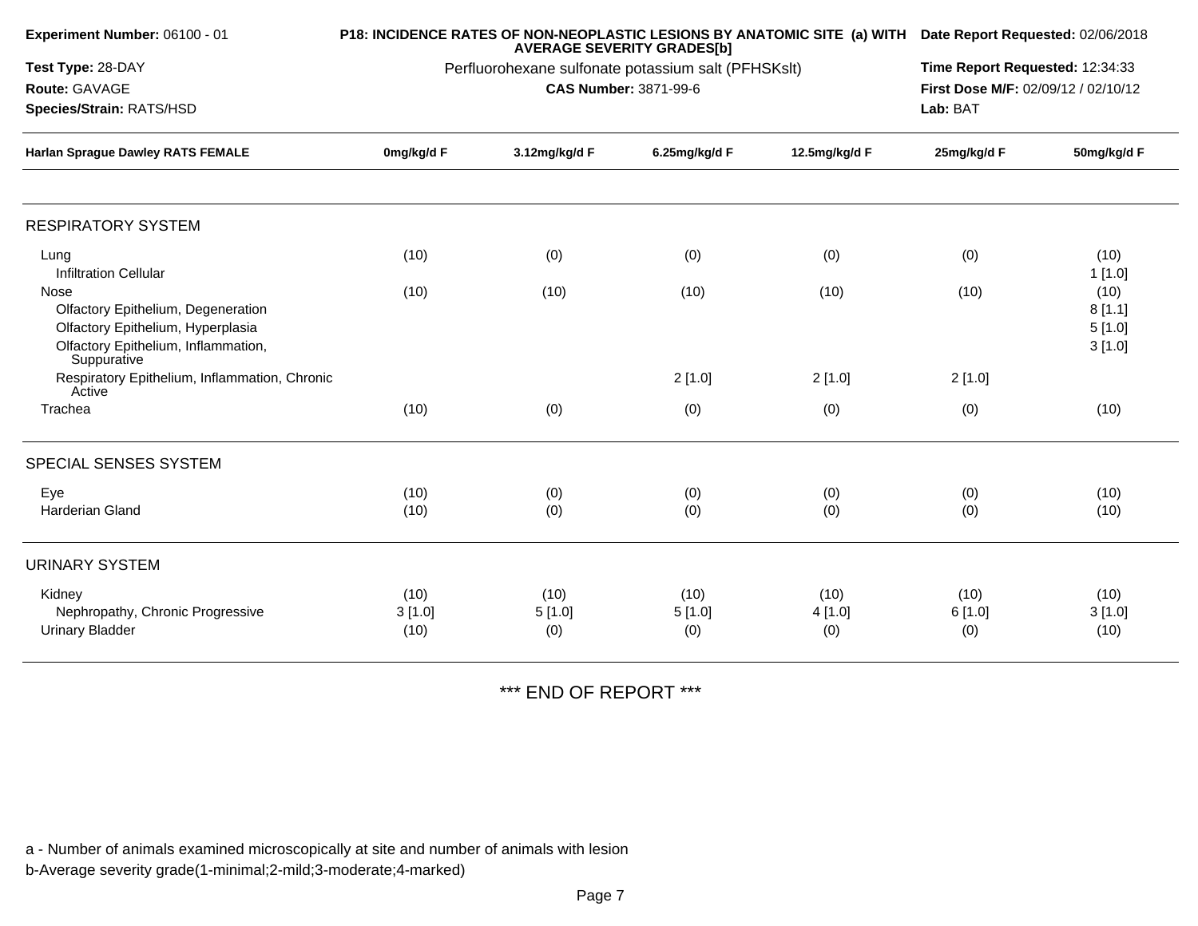**Experiment Number:** 06100 - 01

**Test Type:** 28-DAY

**Route:** GAVAGE

**Species/Strain:** RATS/HSD

**P18: INCIDENCE RATES OF NON-NEOPLASTIC LESIONS BY ANATOMIC SITE (a) WITH AVERAGE SEVERITY GRADES[b]**

Perfluorohexane sulfonate potassium salt (PFHSKslt)

**CAS Number:** 3871-99-6

**Date Report Requested:** 02/06/2018

**Time Report Requested:** 12:34:33

**First Dose M/F:** 02/09/12 / 02/10/12

**Lab:** BAT

| Harlan Sprague Dawley RATS FEMALE | 0mg/kg/d F | 3.12mg/kg/d F | 6.25mg/kg/d F | 12.5mg/kg/d F | 25mg/kg/d F | 50mg/kg/d F |
|---|---|---|---|---|---|---|
| **RESPIRATORY SYSTEM** | | | | | | |
| Lung | (10) | (0) | (0) | (0) | (0) | (10) |
| Infiltration Cellular | | | | | | 1 [1.0] |
| Nose | (10) | (10) | (10) | (10) | (10) | (10) |
| Olfactory Epithelium, Degeneration | | | | | | 8 [1.1] |
| Olfactory Epithelium, Hyperplasia | | | | | | 5 [1.0] |
| Olfactory Epithelium, Inflammation, Suppurative | | | | | | 3 [1.0] |
| Respiratory Epithelium, Inflammation, Chronic Active | | | 2 [1.0] | 2 [1.0] | 2 [1.0] | |
| Trachea | (10) | (0) | (0) | (0) | (0) | (10) |
| **SPECIAL SENSES SYSTEM** | | | | | | |
| Eye | (10) | (0) | (0) | (0) | (0) | (10) |
| Harderian Gland | (10) | (0) | (0) | (0) | (0) | (10) |
| **URINARY SYSTEM** | | | | | | |
| Kidney | (10) | (10) | (10) | (10) | (10) | (10) |
| Nephropathy, Chronic Progressive | 3 [1.0] | 5 [1.0] | 5 [1.0] | 4 [1.0] | 6 [1.0] | 3 [1.0] |
| Urinary Bladder | (10) | (0) | (0) | (0) | (0) | (10) |

*** END OF REPORT ***

a - Number of animals examined microscopically at site and number of animals with lesion

b-Average severity grade(1-minimal;2-mild;3-moderate;4-marked)